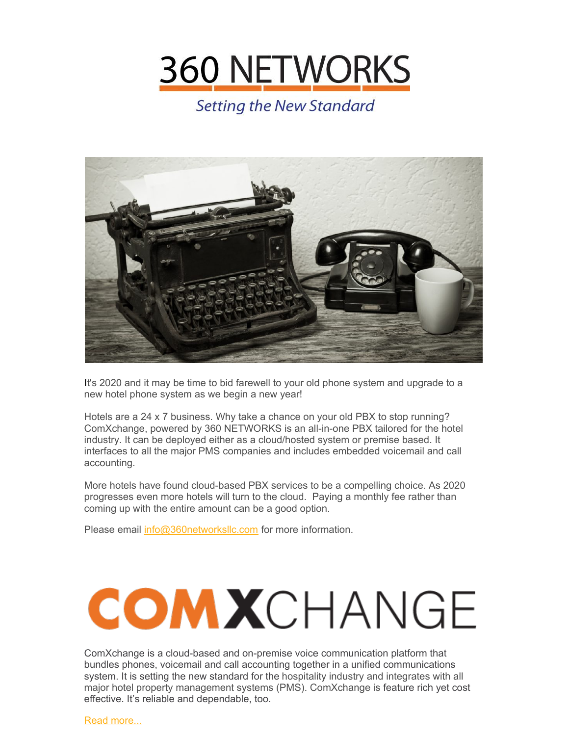# 360 NETWORKS

*Setting the New Standard*

It's 2020 and it may be time to bid farewell to your old phone system and upgrade to a new hotel phone system as we begin a new year!

Hotels are a 24 x 7 business. Why take a chance on your old PBX to stop running? ComXchange, powered by 360 NETWORKS is an all-in-one PBX tailored for the hotel industry. It can be deployed either as a cloud/hosted system or premise based. It interfaces to all the major PMS companies and includes embedded voicemail and call accounting.

More hotels have found cloud-based PBX services to be a compelling choice. As 2020 progresses even more hotels will turn to the cloud. Paying a monthly fee rather than coming up with the entire amount can be a good option.

Please email info@360networksllc.com for more information.

# COMXCHANGE

ComXchange is a cloud-based and on-premise voice communication platform that bundles phones, voicemail and call accounting together in a unified communications system. It is setting the new standard for the hospitality industry and integrates with all major hotel property management systems (PMS). ComXchange is feature rich yet cost effective. It's reliable and dependable, too.

Read more...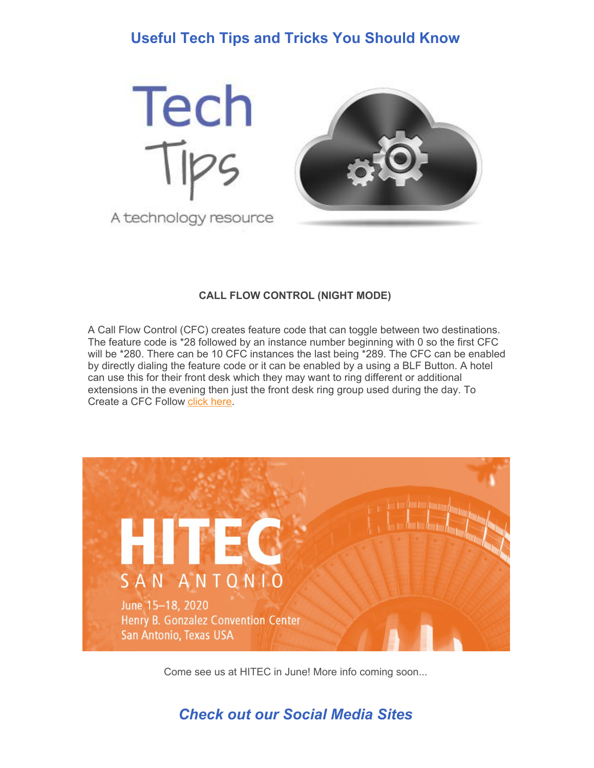## Useful Tech Tips and Tricks You Should Know

**CALL FLOW CONTROL (NIGHT MODE)**

A Call Flow Control (CFC) creates feature code that can toggle between two destinations. The feature code is *28 followed by an instance number beginning with 0 so the first CFC will be *280. There can be 10 CFC instances the last being *289. The CFC can be enabled by directly dialing the feature code or it can be enabled by a using a BLF Button. A hotel can use this for their front desk which they may want to ring different or additional extensions in the evening then just the front desk ring group used during the day. To Create a CFC Follow click here.

Come see us at HITEC in June! More info coming soon...

## *Check out our Social Media Sites*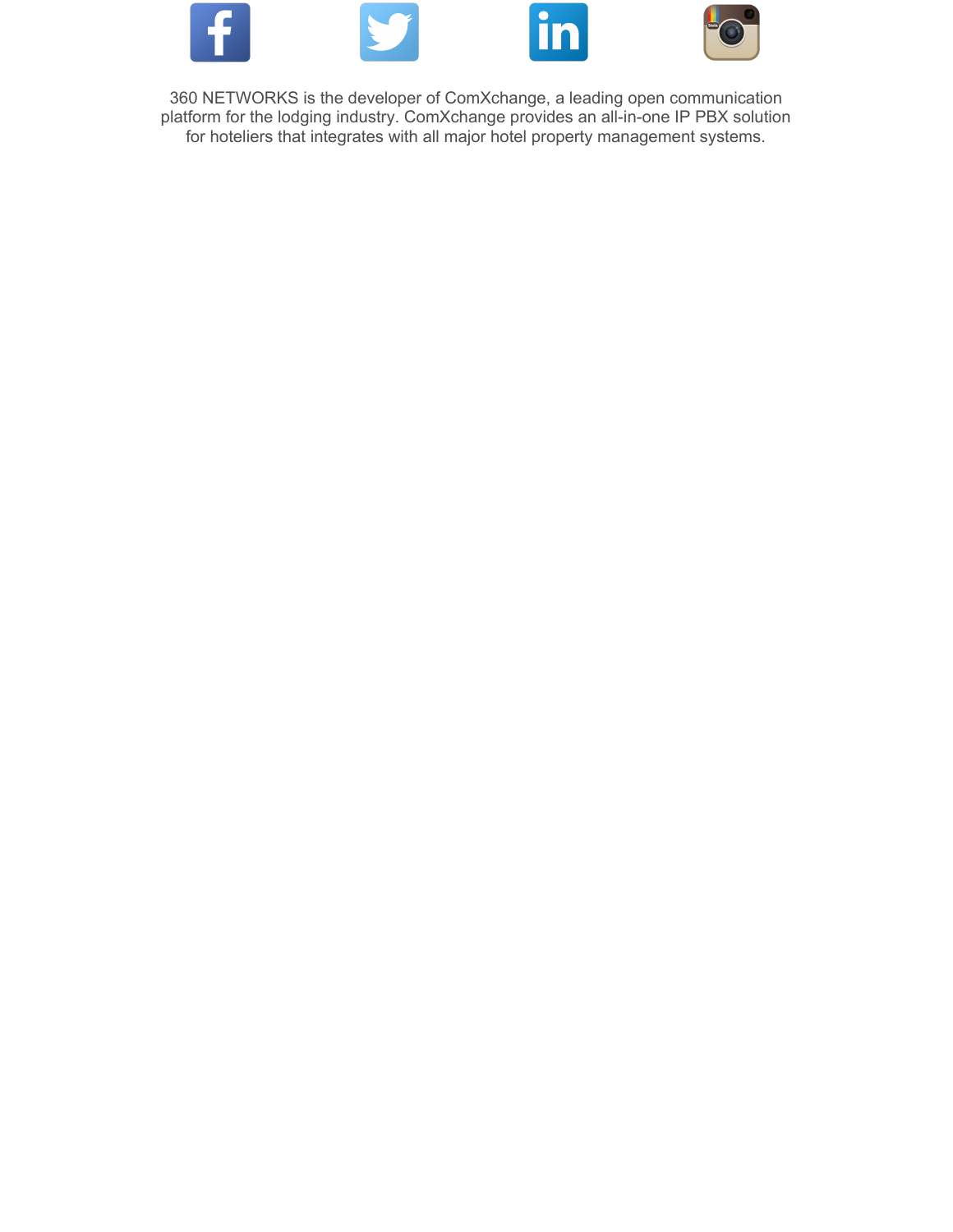360 NETWORKS is the developer of ComXchange, a leading open communication platform for the lodging industry. ComXchange provides an all-in-one IP PBX solution for hoteliers that integrates with all major hotel property management systems.